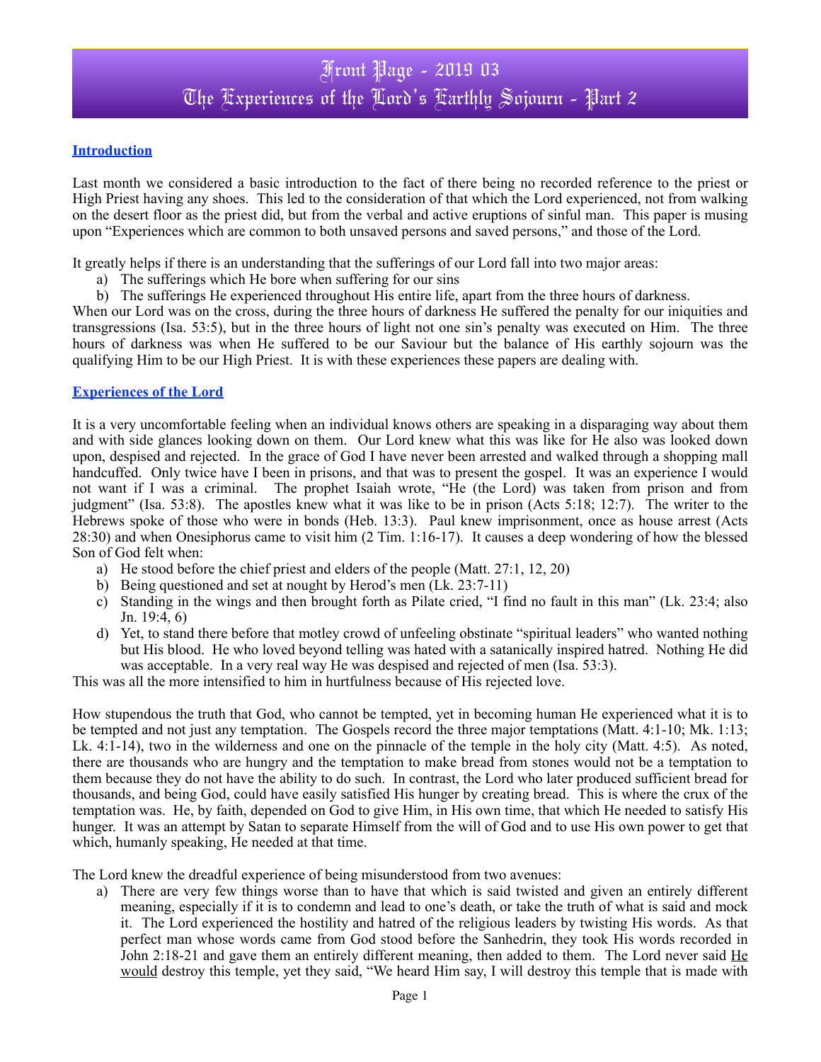# Front Page - 2019 03
# The Experiences of the Lord's Earthly Sojourn - Part 2

## Introduction

Last month we considered a basic introduction to the fact of there being no recorded reference to the priest or High Priest having any shoes. This led to the consideration of that which the Lord experienced, not from walking on the desert floor as the priest did, but from the verbal and active eruptions of sinful man. This paper is musing upon "Experiences which are common to both unsaved persons and saved persons," and those of the Lord.

It greatly helps if there is an understanding that the sufferings of our Lord fall into two major areas:

a) The sufferings which He bore when suffering for our sins
b) The sufferings He experienced throughout His entire life, apart from the three hours of darkness.

When our Lord was on the cross, during the three hours of darkness He suffered the penalty for our iniquities and transgressions (Isa. 53:5), but in the three hours of light not one sin's penalty was executed on Him. The three hours of darkness was when He suffered to be our Saviour but the balance of His earthly sojourn was the qualifying Him to be our High Priest. It is with these experiences these papers are dealing with.

## Experiences of the Lord

It is a very uncomfortable feeling when an individual knows others are speaking in a disparaging way about them and with side glances looking down on them. Our Lord knew what this was like for He also was looked down upon, despised and rejected. In the grace of God I have never been arrested and walked through a shopping mall handcuffed. Only twice have I been in prisons, and that was to present the gospel. It was an experience I would not want if I was a criminal. The prophet Isaiah wrote, "He (the Lord) was taken from prison and from judgment" (Isa. 53:8). The apostles knew what it was like to be in prison (Acts 5:18; 12:7). The writer to the Hebrews spoke of those who were in bonds (Heb. 13:3). Paul knew imprisonment, once as house arrest (Acts 28:30) and when Onesiphorus came to visit him (2 Tim. 1:16-17). It causes a deep wondering of how the blessed Son of God felt when:

a) He stood before the chief priest and elders of the people (Matt. 27:1, 12, 20)
b) Being questioned and set at nought by Herod's men (Lk. 23:7-11)
c) Standing in the wings and then brought forth as Pilate cried, "I find no fault in this man" (Lk. 23:4; also Jn. 19:4, 6)
d) Yet, to stand there before that motley crowd of unfeeling obstinate "spiritual leaders" who wanted nothing but His blood. He who loved beyond telling was hated with a satanically inspired hatred. Nothing He did was acceptable. In a very real way He was despised and rejected of men (Isa. 53:3).

This was all the more intensified to him in hurtfulness because of His rejected love.

How stupendous the truth that God, who cannot be tempted, yet in becoming human He experienced what it is to be tempted and not just any temptation. The Gospels record the three major temptations (Matt. 4:1-10; Mk. 1:13; Lk. 4:1-14), two in the wilderness and one on the pinnacle of the temple in the holy city (Matt. 4:5). As noted, there are thousands who are hungry and the temptation to make bread from stones would not be a temptation to them because they do not have the ability to do such. In contrast, the Lord who later produced sufficient bread for thousands, and being God, could have easily satisfied His hunger by creating bread. This is where the crux of the temptation was. He, by faith, depended on God to give Him, in His own time, that which He needed to satisfy His hunger. It was an attempt by Satan to separate Himself from the will of God and to use His own power to get that which, humanly speaking, He needed at that time.

The Lord knew the dreadful experience of being misunderstood from two avenues:

a) There are very few things worse than to have that which is said twisted and given an entirely different meaning, especially if it is to condemn and lead to one's death, or take the truth of what is said and mock it. The Lord experienced the hostility and hatred of the religious leaders by twisting His words. As that perfect man whose words came from God stood before the Sanhedrin, they took His words recorded in John 2:18-21 and gave them an entirely different meaning, then added to them. The Lord never said <u>He would</u> destroy this temple, yet they said, "We heard Him say, I will destroy this temple that is made with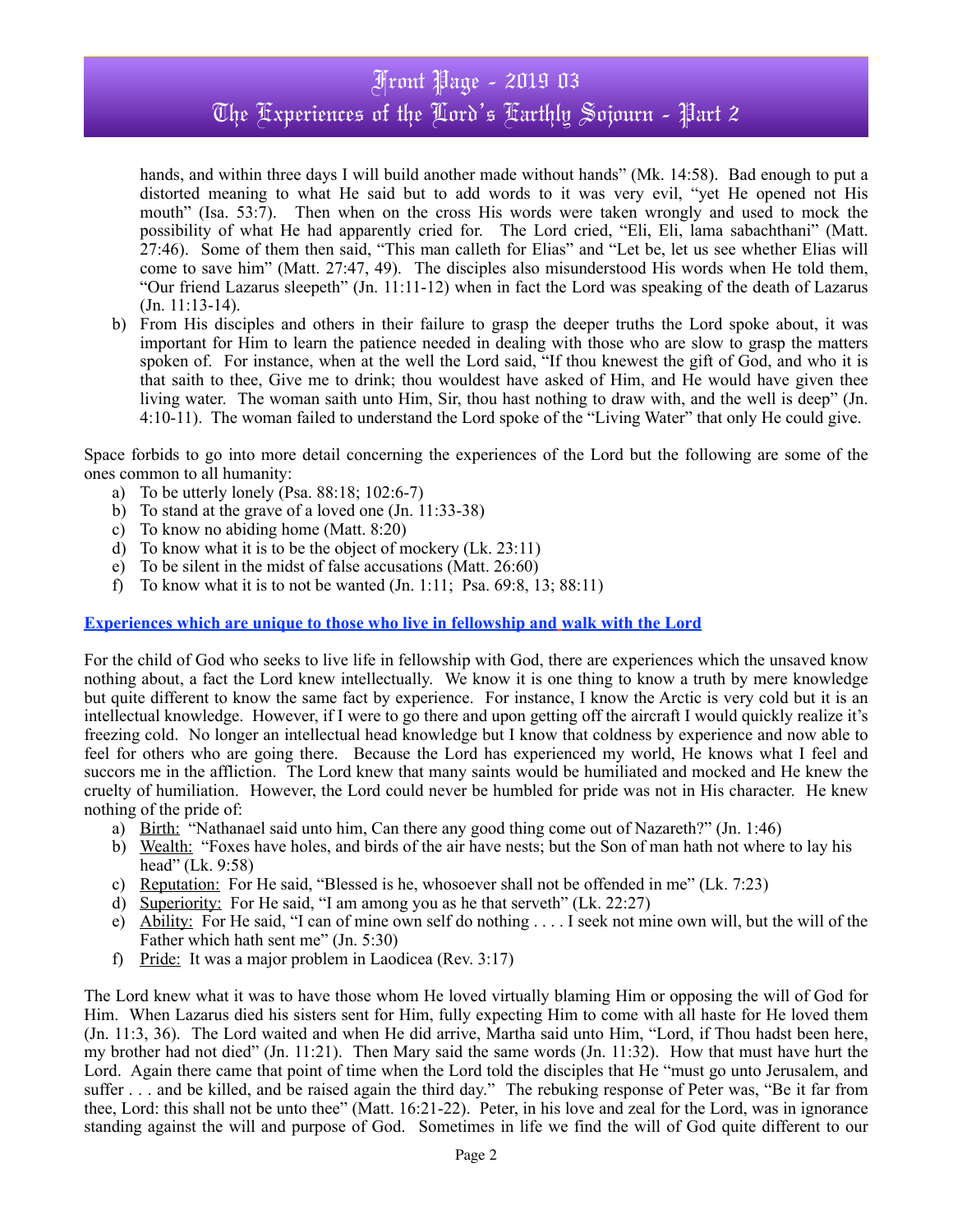hands, and within three days I will build another made without hands" (Mk. 14:58). Bad enough to put a distorted meaning to what He said but to add words to it was very evil, "yet He opened not His mouth" (Isa. 53:7). Then when on the cross His words were taken wrongly and used to mock the possibility of what He had apparently cried for. The Lord cried, "Eli, Eli, lama sabachthani" (Matt. 27:46). Some of them then said, "This man calleth for Elias" and "Let be, let us see whether Elias will come to save him" (Matt. 27:47, 49). The disciples also misunderstood His words when He told them, "Our friend Lazarus sleepeth" (Jn. 11:11-12) when in fact the Lord was speaking of the death of Lazarus (Jn. 11:13-14).

b) From His disciples and others in their failure to grasp the deeper truths the Lord spoke about, it was important for Him to learn the patience needed in dealing with those who are slow to grasp the matters spoken of. For instance, when at the well the Lord said, "If thou knewest the gift of God, and who it is that saith to thee, Give me to drink; thou wouldest have asked of Him, and He would have given thee living water. The woman saith unto Him, Sir, thou hast nothing to draw with, and the well is deep" (Jn. 4:10-11). The woman failed to understand the Lord spoke of the "Living Water" that only He could give.

Space forbids to go into more detail concerning the experiences of the Lord but the following are some of the ones common to all humanity:

a) To be utterly lonely (Psa. 88:18; 102:6-7)
b) To stand at the grave of a loved one (Jn. 11:33-38)
c) To know no abiding home (Matt. 8:20)
d) To know what it is to be the object of mockery (Lk. 23:11)
e) To be silent in the midst of false accusations (Matt. 26:60)
f) To know what it is to not be wanted (Jn. 1:11; Psa. 69:8, 13; 88:11)

**Experiences which are unique to those who live in fellowship and walk with the Lord**

For the child of God who seeks to live life in fellowship with God, there are experiences which the unsaved know nothing about, a fact the Lord knew intellectually. We know it is one thing to know a truth by mere knowledge but quite different to know the same fact by experience. For instance, I know the Arctic is very cold but it is an intellectual knowledge. However, if I were to go there and upon getting off the aircraft I would quickly realize it's freezing cold. No longer an intellectual head knowledge but I know that coldness by experience and now able to feel for others who are going there. Because the Lord has experienced my world, He knows what I feel and succors me in the affliction. The Lord knew that many saints would be humiliated and mocked and He knew the cruelty of humiliation. However, the Lord could never be humbled for pride was not in His character. He knew nothing of the pride of:

a) Birth: "Nathanael said unto him, Can there any good thing come out of Nazareth?" (Jn. 1:46)
b) Wealth: "Foxes have holes, and birds of the air have nests; but the Son of man hath not where to lay his head" (Lk. 9:58)
c) Reputation: For He said, "Blessed is he, whosoever shall not be offended in me" (Lk. 7:23)
d) Superiority: For He said, "I am among you as he that serveth" (Lk. 22:27)
e) Ability: For He said, "I can of mine own self do nothing . . . . I seek not mine own will, but the will of the Father which hath sent me" (Jn. 5:30)
f) Pride: It was a major problem in Laodicea (Rev. 3:17)

The Lord knew what it was to have those whom He loved virtually blaming Him or opposing the will of God for Him. When Lazarus died his sisters sent for Him, fully expecting Him to come with all haste for He loved them (Jn. 11:3, 36). The Lord waited and when He did arrive, Martha said unto Him, "Lord, if Thou hadst been here, my brother had not died" (Jn. 11:21). Then Mary said the same words (Jn. 11:32). How that must have hurt the Lord. Again there came that point of time when the Lord told the disciples that He "must go unto Jerusalem, and suffer . . . and be killed, and be raised again the third day." The rebuking response of Peter was, "Be it far from thee, Lord: this shall not be unto thee" (Matt. 16:21-22). Peter, in his love and zeal for the Lord, was in ignorance standing against the will and purpose of God. Sometimes in life we find the will of God quite different to our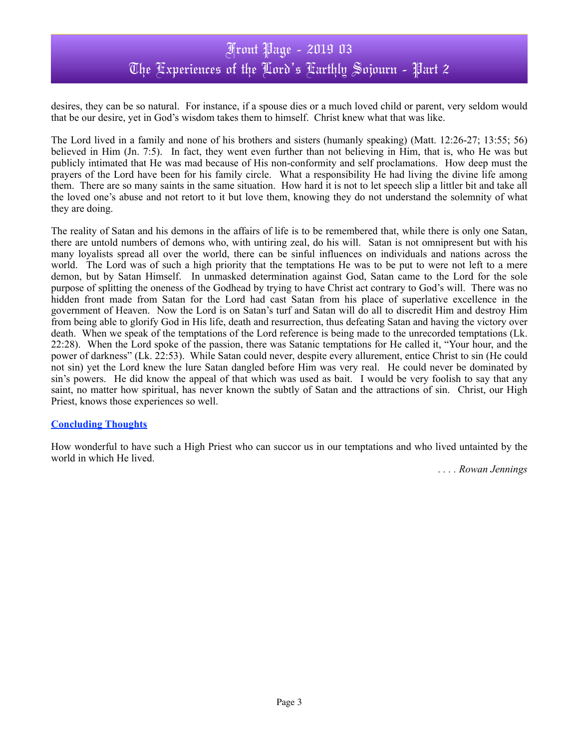desires, they can be so natural. For instance, if a spouse dies or a much loved child or parent, very seldom would that be our desire, yet in God's wisdom takes them to himself. Christ knew what that was like.

The Lord lived in a family and none of his brothers and sisters (humanly speaking) (Matt. 12:26-27; 13:55; 56) believed in Him (Jn. 7:5). In fact, they went even further than not believing in Him, that is, who He was but publicly intimated that He was mad because of His non-conformity and self proclamations. How deep must the prayers of the Lord have been for his family circle. What a responsibility He had living the divine life among them. There are so many saints in the same situation. How hard it is not to let speech slip a littler bit and take all the loved one's abuse and not retort to it but love them, knowing they do not understand the solemnity of what they are doing.

The reality of Satan and his demons in the affairs of life is to be remembered that, while there is only one Satan, there are untold numbers of demons who, with untiring zeal, do his will. Satan is not omnipresent but with his many loyalists spread all over the world, there can be sinful influences on individuals and nations across the world. The Lord was of such a high priority that the temptations He was to be put to were not left to a mere demon, but by Satan Himself. In unmasked determination against God, Satan came to the Lord for the sole purpose of splitting the oneness of the Godhead by trying to have Christ act contrary to God's will. There was no hidden front made from Satan for the Lord had cast Satan from his place of superlative excellence in the government of Heaven. Now the Lord is on Satan's turf and Satan will do all to discredit Him and destroy Him from being able to glorify God in His life, death and resurrection, thus defeating Satan and having the victory over death. When we speak of the temptations of the Lord reference is being made to the unrecorded temptations (Lk. 22:28). When the Lord spoke of the passion, there was Satanic temptations for He called it, "Your hour, and the power of darkness" (Lk. 22:53). While Satan could never, despite every allurement, entice Christ to sin (He could not sin) yet the Lord knew the lure Satan dangled before Him was very real. He could never be dominated by sin's powers. He did know the appeal of that which was used as bait. I would be very foolish to say that any saint, no matter how spiritual, has never known the subtly of Satan and the attractions of sin. Christ, our High Priest, knows those experiences so well.

## Concluding Thoughts

How wonderful to have such a High Priest who can succor us in our temptations and who lived untainted by the world in which He lived.

. . . . *Rowan Jennings*